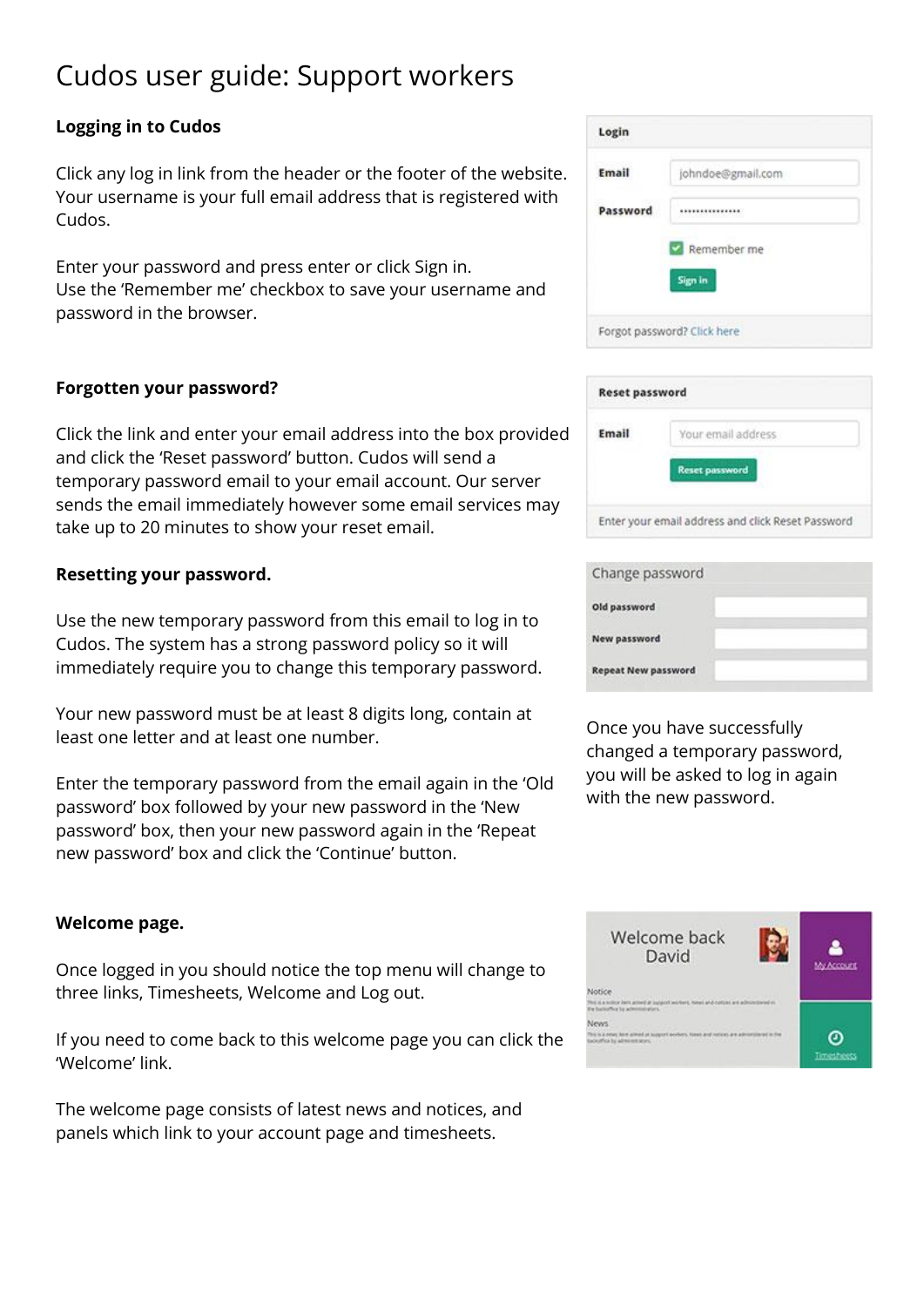# Cudos user guide: Support workers

**Logging in to Cudos**

Click any log in link from the header or the footer of the website. Your username is your full email address that is registered with Cudos.

Enter your password and press enter or click Sign in.
Use the 'Remember me' checkbox to save your username and password in the browser.

**Forgotten your password?**

Click the link and enter your email address into the box provided and click the 'Reset password' button. Cudos will send a temporary password email to your email account. Our server sends the email immediately however some email services may take up to 20 minutes to show your reset email.

**Resetting your password.**

Use the new temporary password from this email to log in to Cudos. The system has a strong password policy so it will immediately require you to change this temporary password.

Your new password must be at least 8 digits long, contain at least one letter and at least one number.

Enter the temporary password from the email again in the 'Old password' box followed by your new password in the 'New password' box, then your new password again in the 'Repeat new password' box and click the 'Continue' button.

Once you have successfully changed a temporary password, you will be asked to log in again with the new password.

**Welcome page.**

Once logged in you should notice the top menu will change to three links, Timesheets, Welcome and Log out.

If you need to come back to this welcome page you can click the 'Welcome' link.

The welcome page consists of latest news and notices, and panels which link to your account page and timesheets.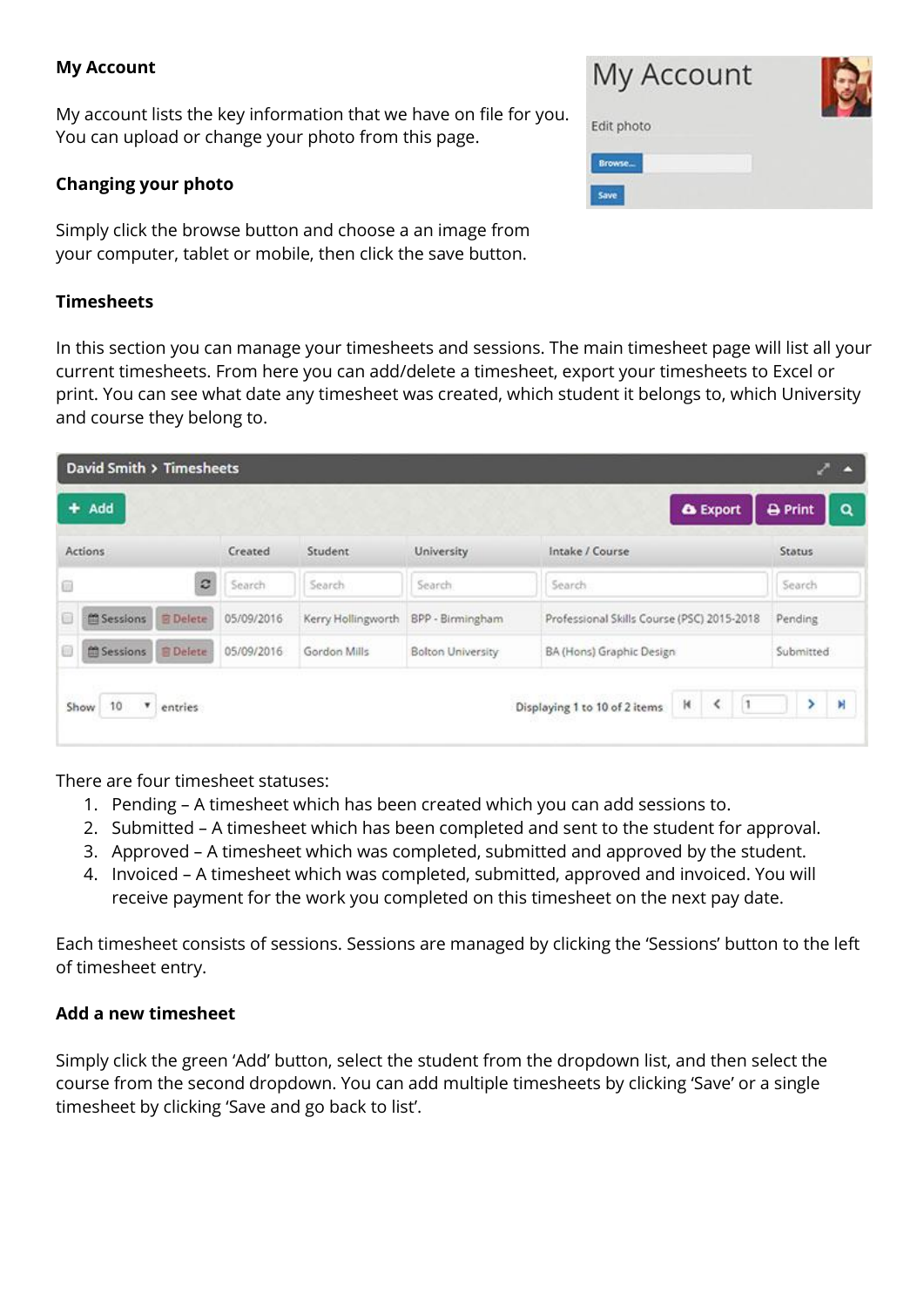**My Account**

My account lists the key information that we have on file for you. You can upload or change your photo from this page.

**Changing your photo**

Simply click the browse button and choose a an image from your computer, tablet or mobile, then click the save button.

**Timesheets**

In this section you can manage your timesheets and sessions. The main timesheet page will list all your current timesheets. From here you can add/delete a timesheet, export your timesheets to Excel or print. You can see what date any timesheet was created, which student it belongs to, which University and course they belong to.

There are four timesheet statuses:

1. Pending – A timesheet which has been created which you can add sessions to.
2. Submitted – A timesheet which has been completed and sent to the student for approval.
3. Approved – A timesheet which was completed, submitted and approved by the student.
4. Invoiced – A timesheet which was completed, submitted, approved and invoiced. You will receive payment for the work you completed on this timesheet on the next pay date.

Each timesheet consists of sessions. Sessions are managed by clicking the 'Sessions' button to the left of timesheet entry.

**Add a new timesheet**

Simply click the green 'Add' button, select the student from the dropdown list, and then select the course from the second dropdown. You can add multiple timesheets by clicking 'Save' or a single timesheet by clicking 'Save and go back to list'.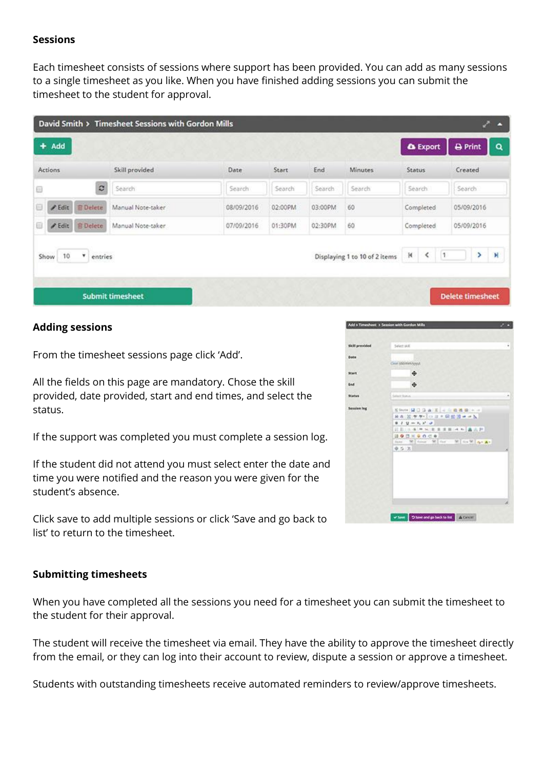**Sessions**

Each timesheet consists of sessions where support has been provided. You can add as many sessions to a single timesheet as you like. When you have finished adding sessions you can submit the timesheet to the student for approval.

**Adding sessions**

From the timesheet sessions page click 'Add'.

All the fields on this page are mandatory. Chose the skill provided, date provided, start and end times, and select the status.

If the support was completed you must complete a session log.

If the student did not attend you must select enter the date and time you were notified and the reason you were given for the student's absence.

Click save to add multiple sessions or click 'Save and go back to list' to return to the timesheet.

**Submitting timesheets**

When you have completed all the sessions you need for a timesheet you can submit the timesheet to the student for their approval.

The student will receive the timesheet via email. They have the ability to approve the timesheet directly from the email, or they can log into their account to review, dispute a session or approve a timesheet.

Students with outstanding timesheets receive automated reminders to review/approve timesheets.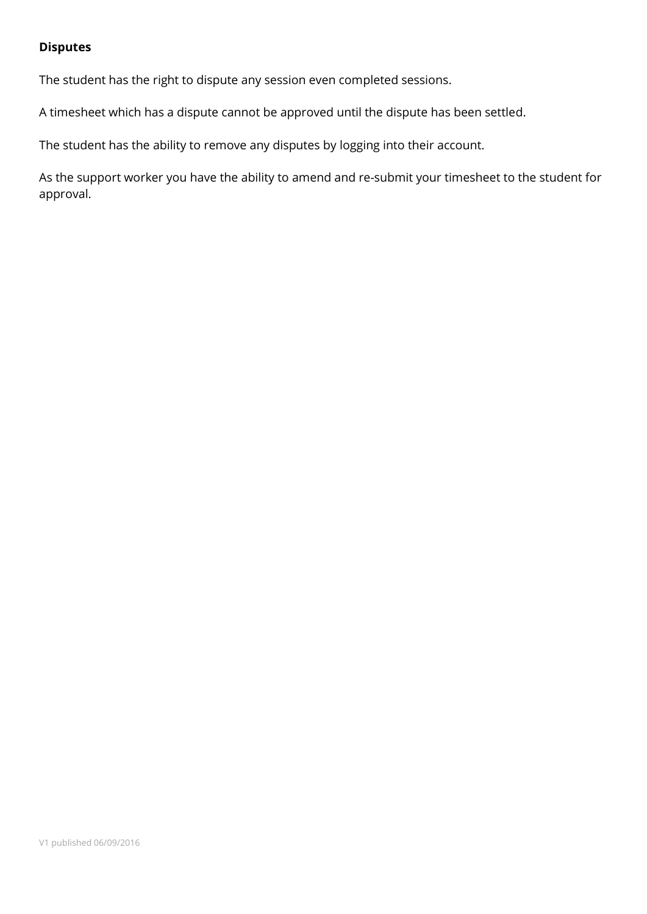**Disputes**

The student has the right to dispute any session even completed sessions.

A timesheet which has a dispute cannot be approved until the dispute has been settled.

The student has the ability to remove any disputes by logging into their account.

As the support worker you have the ability to amend and re-submit your timesheet to the student for approval.

V1 published 06/09/2016